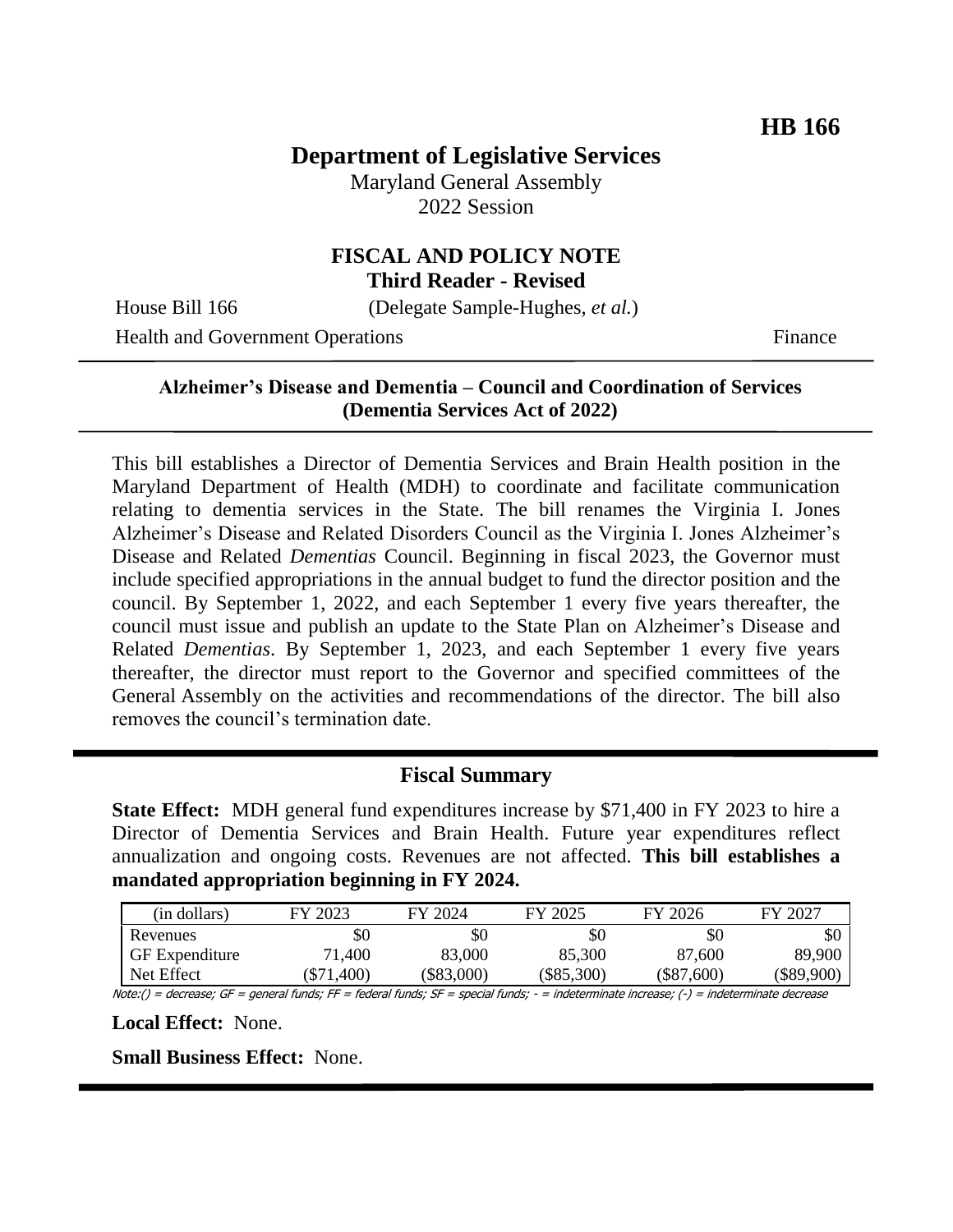**HB 166**

# Department of Legislative Services

Maryland General Assembly
2022 Session

## FISCAL AND POLICY NOTE
**Third Reader - Revised**

House Bill 166 (Delegate Sample-Hughes, *et al.*)
Health and Government Operations Finance

---

**Alzheimer's Disease and Dementia – Council and Coordination of Services (Dementia Services Act of 2022)**

---

This bill establishes a Director of Dementia Services and Brain Health position in the Maryland Department of Health (MDH) to coordinate and facilitate communication relating to dementia services in the State. The bill renames the Virginia I. Jones Alzheimer's Disease and Related Disorders Council as the Virginia I. Jones Alzheimer's Disease and Related *Dementias* Council. Beginning in fiscal 2023, the Governor must include specified appropriations in the annual budget to fund the director position and the council. By September 1, 2022, and each September 1 every five years thereafter, the council must issue and publish an update to the State Plan on Alzheimer's Disease and Related *Dementias*. By September 1, 2023, and each September 1 every five years thereafter, the director must report to the Governor and specified committees of the General Assembly on the activities and recommendations of the director. The bill also removes the council's termination date.

---

## Fiscal Summary

**State Effect:** MDH general fund expenditures increase by $71,400 in FY 2023 to hire a Director of Dementia Services and Brain Health. Future year expenditures reflect annualization and ongoing costs. Revenues are not affected. **This bill establishes a mandated appropriation beginning in FY 2024.**

| (in dollars) | FY 2023 | FY 2024 | FY 2025 | FY 2026 | FY 2027 |
|---|---|---|---|---|---|
| Revenues | $0 | $0 | $0 | $0 | $0 |
| GF Expenditure | 71,400 | 83,000 | 85,300 | 87,600 | 89,900 |
| Net Effect | ($71,400) | ($83,000) | ($85,300) | ($87,600) | ($89,900) |

Note:() = decrease; GF = general funds; FF = federal funds; SF = special funds; - = indeterminate increase; (-) = indeterminate decrease

**Local Effect:** None.

**Small Business Effect:** None.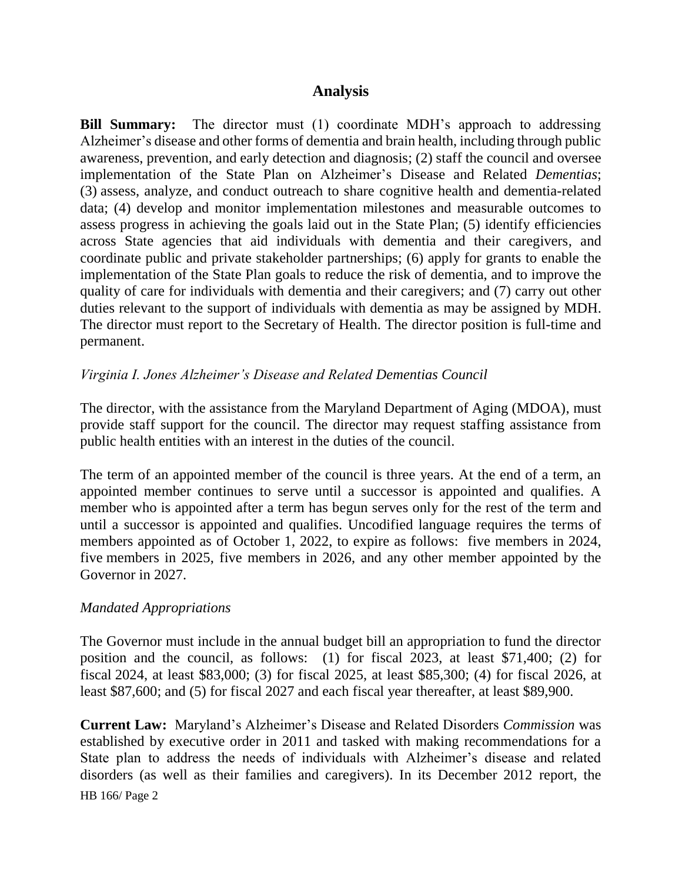## Analysis

**Bill Summary:** The director must (1) coordinate MDH's approach to addressing Alzheimer's disease and other forms of dementia and brain health, including through public awareness, prevention, and early detection and diagnosis; (2) staff the council and oversee implementation of the State Plan on Alzheimer's Disease and Related *Dementias*; (3) assess, analyze, and conduct outreach to share cognitive health and dementia-related data; (4) develop and monitor implementation milestones and measurable outcomes to assess progress in achieving the goals laid out in the State Plan; (5) identify efficiencies across State agencies that aid individuals with dementia and their caregivers, and coordinate public and private stakeholder partnerships; (6) apply for grants to enable the implementation of the State Plan goals to reduce the risk of dementia, and to improve the quality of care for individuals with dementia and their caregivers; and (7) carry out other duties relevant to the support of individuals with dementia as may be assigned by MDH. The director must report to the Secretary of Health. The director position is full-time and permanent.

*Virginia I. Jones Alzheimer's Disease and Related Dementias Council*

The director, with the assistance from the Maryland Department of Aging (MDOA), must provide staff support for the council. The director may request staffing assistance from public health entities with an interest in the duties of the council.

The term of an appointed member of the council is three years. At the end of a term, an appointed member continues to serve until a successor is appointed and qualifies. A member who is appointed after a term has begun serves only for the rest of the term and until a successor is appointed and qualifies. Uncodified language requires the terms of members appointed as of October 1, 2022, to expire as follows: five members in 2024, five members in 2025, five members in 2026, and any other member appointed by the Governor in 2027.

*Mandated Appropriations*

The Governor must include in the annual budget bill an appropriation to fund the director position and the council, as follows: (1) for fiscal 2023, at least $71,400; (2) for fiscal 2024, at least $83,000; (3) for fiscal 2025, at least $85,300; (4) for fiscal 2026, at least $87,600; and (5) for fiscal 2027 and each fiscal year thereafter, at least $89,900.

**Current Law:** Maryland's Alzheimer's Disease and Related Disorders *Commission* was established by executive order in 2011 and tasked with making recommendations for a State plan to address the needs of individuals with Alzheimer's disease and related disorders (as well as their families and caregivers). In its December 2012 report, the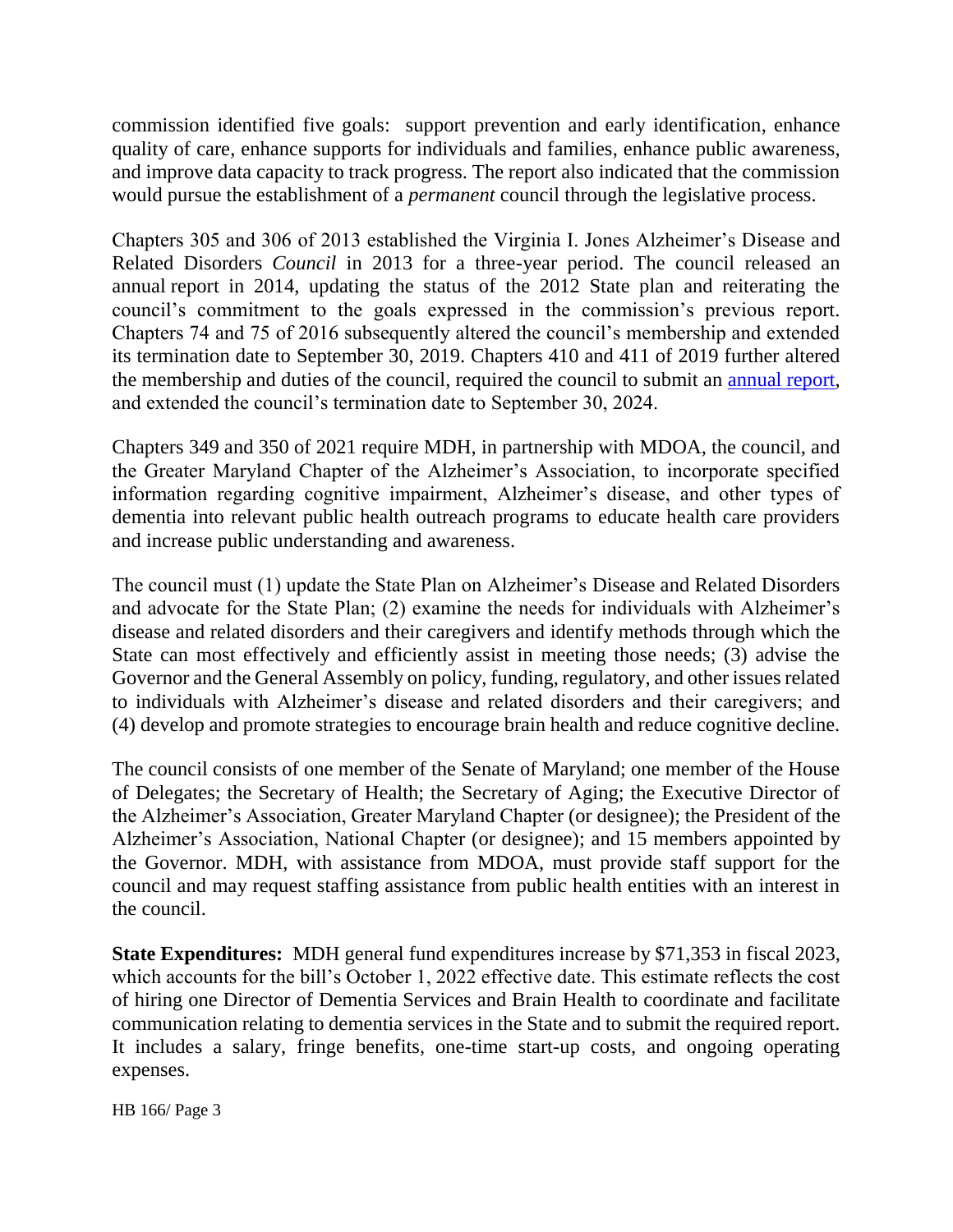commission identified five goals: support prevention and early identification, enhance quality of care, enhance supports for individuals and families, enhance public awareness, and improve data capacity to track progress. The report also indicated that the commission would pursue the establishment of a *permanent* council through the legislative process.

Chapters 305 and 306 of 2013 established the Virginia I. Jones Alzheimer's Disease and Related Disorders *Council* in 2013 for a three-year period. The council released an annual report in 2014, updating the status of the 2012 State plan and reiterating the council's commitment to the goals expressed in the commission's previous report. Chapters 74 and 75 of 2016 subsequently altered the council's membership and extended its termination date to September 30, 2019. Chapters 410 and 411 of 2019 further altered the membership and duties of the council, required the council to submit an annual report, and extended the council's termination date to September 30, 2024.

Chapters 349 and 350 of 2021 require MDH, in partnership with MDOA, the council, and the Greater Maryland Chapter of the Alzheimer's Association, to incorporate specified information regarding cognitive impairment, Alzheimer's disease, and other types of dementia into relevant public health outreach programs to educate health care providers and increase public understanding and awareness.

The council must (1) update the State Plan on Alzheimer's Disease and Related Disorders and advocate for the State Plan; (2) examine the needs for individuals with Alzheimer's disease and related disorders and their caregivers and identify methods through which the State can most effectively and efficiently assist in meeting those needs; (3) advise the Governor and the General Assembly on policy, funding, regulatory, and other issues related to individuals with Alzheimer's disease and related disorders and their caregivers; and (4) develop and promote strategies to encourage brain health and reduce cognitive decline.

The council consists of one member of the Senate of Maryland; one member of the House of Delegates; the Secretary of Health; the Secretary of Aging; the Executive Director of the Alzheimer's Association, Greater Maryland Chapter (or designee); the President of the Alzheimer's Association, National Chapter (or designee); and 15 members appointed by the Governor. MDH, with assistance from MDOA, must provide staff support for the council and may request staffing assistance from public health entities with an interest in the council.

**State Expenditures:** MDH general fund expenditures increase by $71,353 in fiscal 2023, which accounts for the bill's October 1, 2022 effective date. This estimate reflects the cost of hiring one Director of Dementia Services and Brain Health to coordinate and facilitate communication relating to dementia services in the State and to submit the required report. It includes a salary, fringe benefits, one-time start-up costs, and ongoing operating expenses.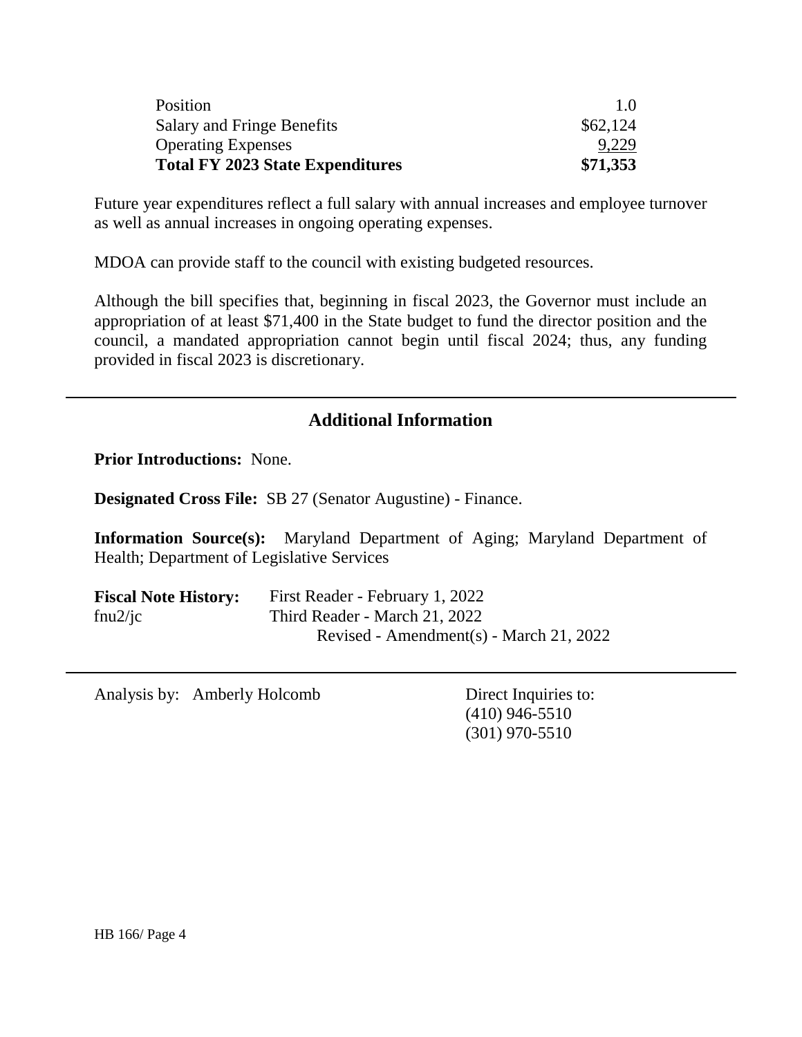| | |
|---|---|
| Position | 1.0 |
| Salary and Fringe Benefits | $62,124 |
| Operating Expenses | 9,229 |
| **Total FY 2023 State Expenditures** | **$71,353** |

Future year expenditures reflect a full salary with annual increases and employee turnover as well as annual increases in ongoing operating expenses.

MDOA can provide staff to the council with existing budgeted resources.

Although the bill specifies that, beginning in fiscal 2023, the Governor must include an appropriation of at least $71,400 in the State budget to fund the director position and the council, a mandated appropriation cannot begin until fiscal 2024; thus, any funding provided in fiscal 2023 is discretionary.

## Additional Information

**Prior Introductions:** None.

**Designated Cross File:** SB 27 (Senator Augustine) - Finance.

**Information Source(s):** Maryland Department of Aging; Maryland Department of Health; Department of Legislative Services

**Fiscal Note History:** First Reader - February 1, 2022
fnu2/jc Third Reader - March 21, 2022
Revised - Amendment(s) - March 21, 2022

Analysis by: Amberly Holcomb

Direct Inquiries to:
(410) 946-5510
(301) 970-5510